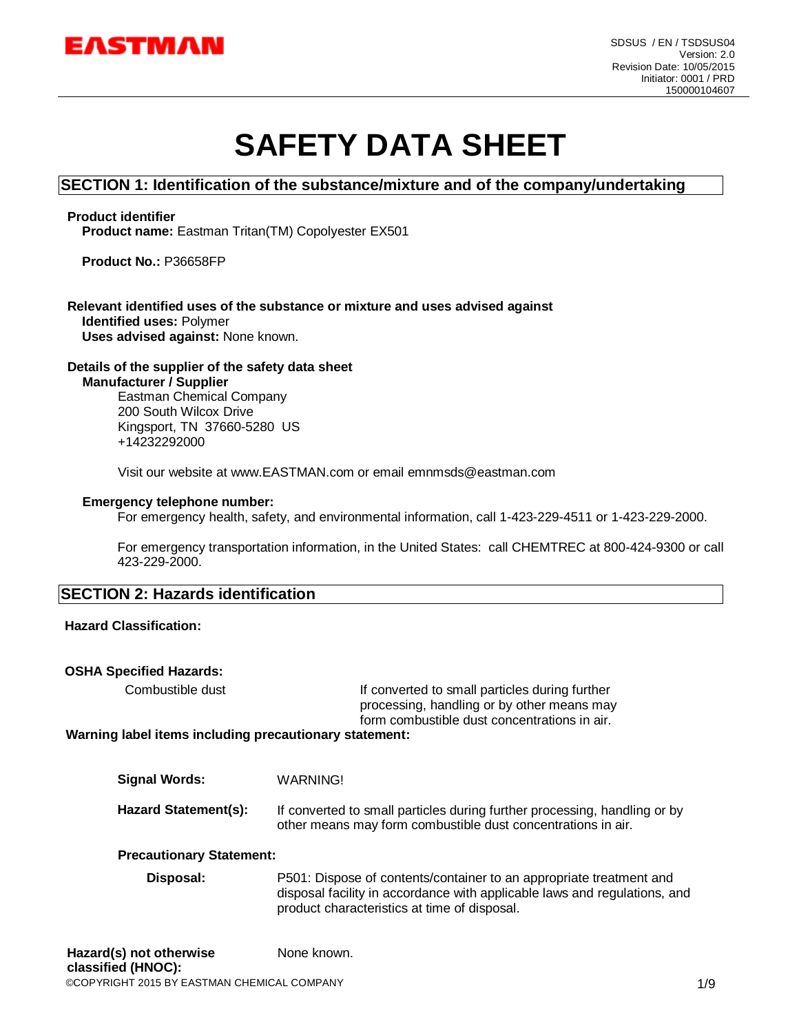SDSUS / EN / TSDSUS04
Version: 2.0
Revision Date: 10/05/2015
Initiator: 0001 / PRD
150000104607

# SAFETY DATA SHEET

## SECTION 1: Identification of the substance/mixture and of the company/undertaking

**Product identifier**

**Product name:** Eastman Tritan(TM) Copolyester EX501

**Product No.:** P36658FP

**Relevant identified uses of the substance or mixture and uses advised against**

**Identified uses:** Polymer

**Uses advised against:** None known.

**Details of the supplier of the safety data sheet**

**Manufacturer / Supplier**

Eastman Chemical Company
200 South Wilcox Drive
Kingsport, TN 37660-5280 US
+14232292000

Visit our website at www.EASTMAN.com or email emnmsds@eastman.com

**Emergency telephone number:**

For emergency health, safety, and environmental information, call 1-423-229-4511 or 1-423-229-2000.

For emergency transportation information, in the United States: call CHEMTREC at 800-424-9300 or call 423-229-2000.

## SECTION 2: Hazards identification

**Hazard Classification:**

**OSHA Specified Hazards:**

| | |
|---|---|
| Combustible dust | If converted to small particles during further processing, handling or by other means may form combustible dust concentrations in air. |

**Warning label items including precautionary statement:**

**Signal Words:** WARNING!

**Hazard Statement(s):** If converted to small particles during further processing, handling or by other means may form combustible dust concentrations in air.

**Precautionary Statement:**

**Disposal:** P501: Dispose of contents/container to an appropriate treatment and disposal facility in accordance with applicable laws and regulations, and product characteristics at time of disposal.

**Hazard(s) not otherwise classified (HNOC):** None known.

©COPYRIGHT 2015 BY EASTMAN CHEMICAL COMPANY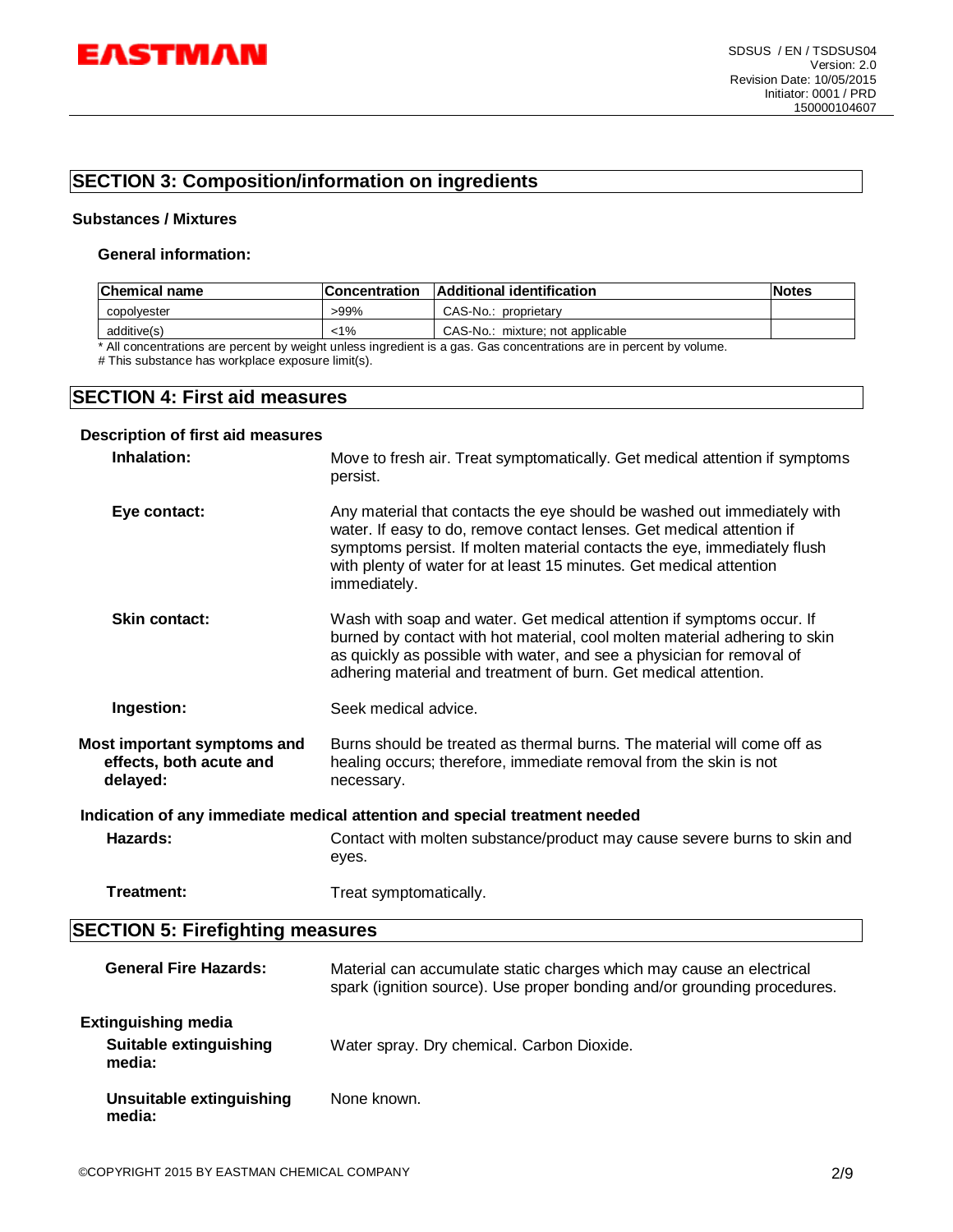## SECTION 3: Composition/information on ingredients

### Substances / Mixtures

#### General information:

| Chemical name | Concentration | Additional identification | Notes |
|---|---|---|---|
| copolyester | >99% | CAS-No.: proprietary | |
| additive(s) | <1% | CAS-No.: mixture; not applicable | |

* All concentrations are percent by weight unless ingredient is a gas. Gas concentrations are in percent by volume.
# This substance has workplace exposure limit(s).

## SECTION 4: First aid measures

### Description of first aid measures

**Inhalation:** Move to fresh air. Treat symptomatically. Get medical attention if symptoms persist.

**Eye contact:** Any material that contacts the eye should be washed out immediately with water. If easy to do, remove contact lenses. Get medical attention if symptoms persist. If molten material contacts the eye, immediately flush with plenty of water for at least 15 minutes. Get medical attention immediately.

**Skin contact:** Wash with soap and water. Get medical attention if symptoms occur. If burned by contact with hot material, cool molten material adhering to skin as quickly as possible with water, and see a physician for removal of adhering material and treatment of burn. Get medical attention.

**Ingestion:** Seek medical advice.

**Most important symptoms and effects, both acute and delayed:** Burns should be treated as thermal burns. The material will come off as healing occurs; therefore, immediate removal from the skin is not necessary.

### Indication of any immediate medical attention and special treatment needed

**Hazards:** Contact with molten substance/product may cause severe burns to skin and eyes.

**Treatment:** Treat symptomatically.

## SECTION 5: Firefighting measures

**General Fire Hazards:** Material can accumulate static charges which may cause an electrical spark (ignition source). Use proper bonding and/or grounding procedures.

### Extinguishing media

**Suitable extinguishing media:** Water spray. Dry chemical. Carbon Dioxide.

**Unsuitable extinguishing media:** None known.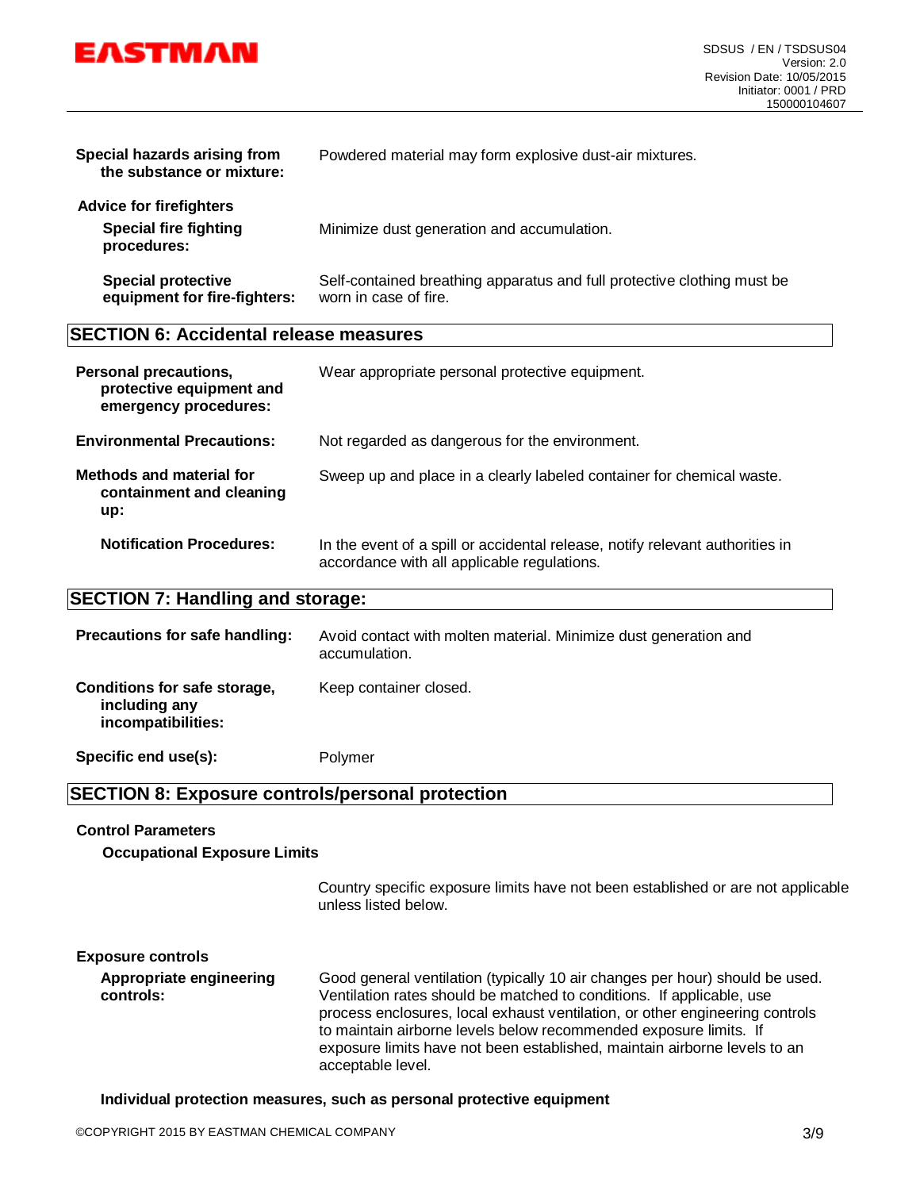**Special hazards arising from the substance or mixture:** Powdered material may form explosive dust-air mixtures.

**Advice for firefighters**

**Special fire fighting procedures:** Minimize dust generation and accumulation.

**Special protective equipment for fire-fighters:** Self-contained breathing apparatus and full protective clothing must be worn in case of fire.

## SECTION 6: Accidental release measures

**Personal precautions, protective equipment and emergency procedures:** Wear appropriate personal protective equipment.

**Environmental Precautions:** Not regarded as dangerous for the environment.

**Methods and material for containment and cleaning up:** Sweep up and place in a clearly labeled container for chemical waste.

**Notification Procedures:** In the event of a spill or accidental release, notify relevant authorities in accordance with all applicable regulations.

## SECTION 7: Handling and storage:

**Precautions for safe handling:** Avoid contact with molten material. Minimize dust generation and accumulation.

**Conditions for safe storage, including any incompatibilities:** Keep container closed.

**Specific end use(s):** Polymer

## SECTION 8: Exposure controls/personal protection

**Control Parameters**

**Occupational Exposure Limits**

Country specific exposure limits have not been established or are not applicable unless listed below.

**Exposure controls**

**Appropriate engineering controls:** Good general ventilation (typically 10 air changes per hour) should be used. Ventilation rates should be matched to conditions. If applicable, use process enclosures, local exhaust ventilation, or other engineering controls to maintain airborne levels below recommended exposure limits. If exposure limits have not been established, maintain airborne levels to an acceptable level.

**Individual protection measures, such as personal protective equipment**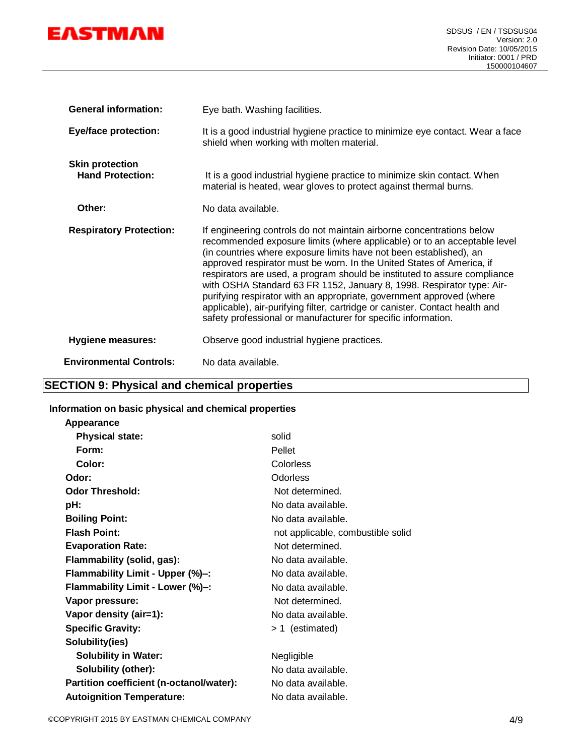**General information:** Eye bath. Washing facilities.

**Eye/face protection:** It is a good industrial hygiene practice to minimize eye contact. Wear a face shield when working with molten material.

**Skin protection**

**Hand Protection:** It is a good industrial hygiene practice to minimize skin contact. When material is heated, wear gloves to protect against thermal burns.

**Other:** No data available.

**Respiratory Protection:** If engineering controls do not maintain airborne concentrations below recommended exposure limits (where applicable) or to an acceptable level (in countries where exposure limits have not been established), an approved respirator must be worn. In the United States of America, if respirators are used, a program should be instituted to assure compliance with OSHA Standard 63 FR 1152, January 8, 1998. Respirator type: Air-purifying respirator with an appropriate, government approved (where applicable), air-purifying filter, cartridge or canister. Contact health and safety professional or manufacturer for specific information.

**Hygiene measures:** Observe good industrial hygiene practices.

**Environmental Controls:** No data available.

## SECTION 9: Physical and chemical properties

**Information on basic physical and chemical properties**

**Appearance**

- **Physical state:** solid
- **Form:** Pellet
- **Color:** Colorless

**Odor:** Odorless

**Odor Threshold:** Not determined.

**pH:** No data available.

**Boiling Point:** No data available.

**Flash Point:** not applicable, combustible solid

**Evaporation Rate:** Not determined.

**Flammability (solid, gas):** No data available.

**Flammability Limit - Upper (%)–:** No data available.

**Flammability Limit - Lower (%)–:** No data available.

**Vapor pressure:** Not determined.

**Vapor density (air=1):** No data available.

**Specific Gravity:** > 1 (estimated)

**Solubility(ies)**

- **Solubility in Water:** Negligible
- **Solubility (other):** No data available.

**Partition coefficient (n-octanol/water):** No data available.

**Autoignition Temperature:** No data available.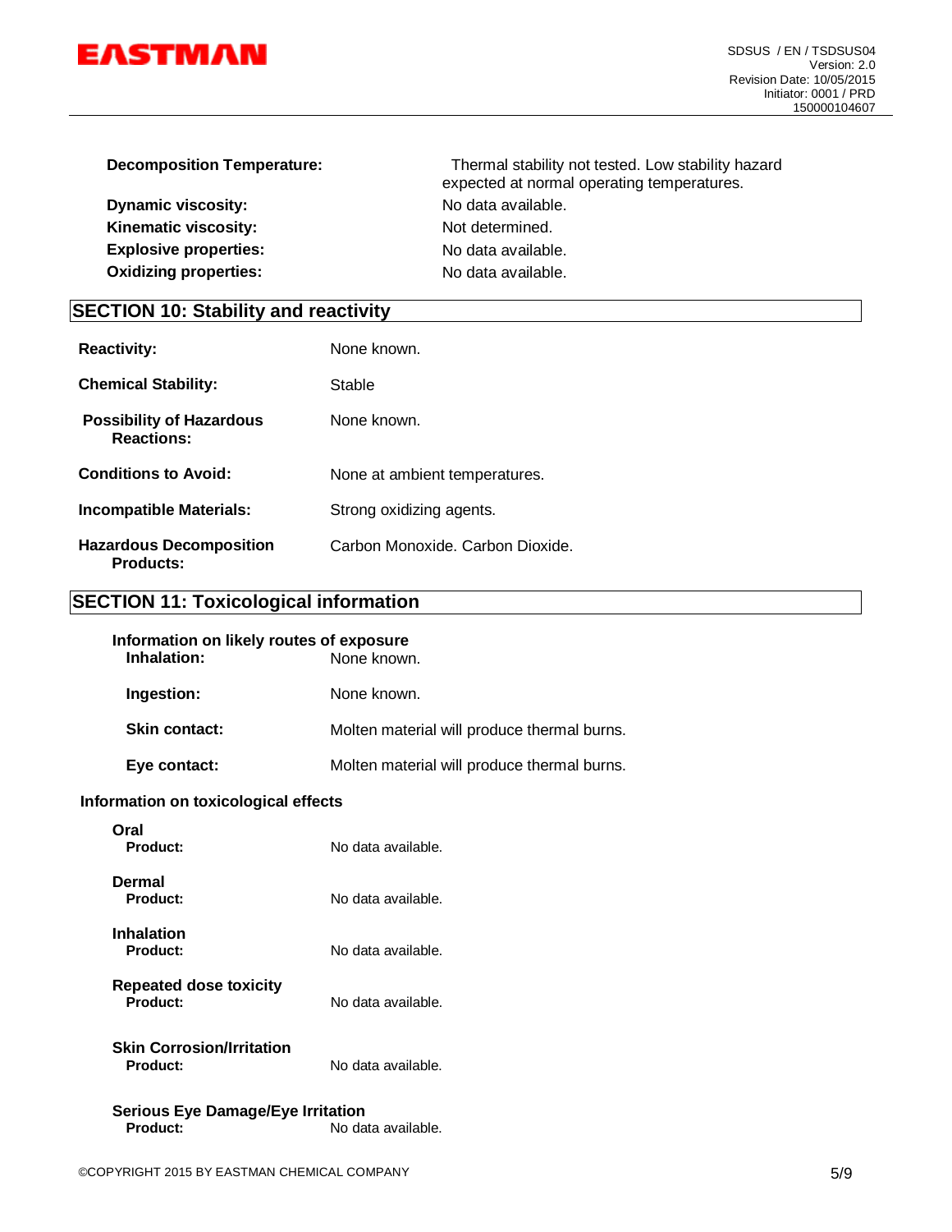**Decomposition Temperature:** Thermal stability not tested. Low stability hazard expected at normal operating temperatures.

**Dynamic viscosity:** No data available.

**Kinematic viscosity:** Not determined.

**Explosive properties:** No data available.

**Oxidizing properties:** No data available.

## SECTION 10: Stability and reactivity

**Reactivity:** None known.

**Chemical Stability:** Stable

**Possibility of Hazardous Reactions:** None known.

**Conditions to Avoid:** None at ambient temperatures.

**Incompatible Materials:** Strong oxidizing agents.

**Hazardous Decomposition Products:** Carbon Monoxide. Carbon Dioxide.

## SECTION 11: Toxicological information

**Information on likely routes of exposure**

**Inhalation:** None known.

**Ingestion:** None known.

**Skin contact:** Molten material will produce thermal burns.

**Eye contact:** Molten material will produce thermal burns.

**Information on toxicological effects**

**Oral**

**Product:** No data available.

**Dermal**

**Product:** No data available.

**Inhalation**

**Product:** No data available.

**Repeated dose toxicity**

**Product:** No data available.

**Skin Corrosion/Irritation**

**Product:** No data available.

**Serious Eye Damage/Eye Irritation**

**Product:** No data available.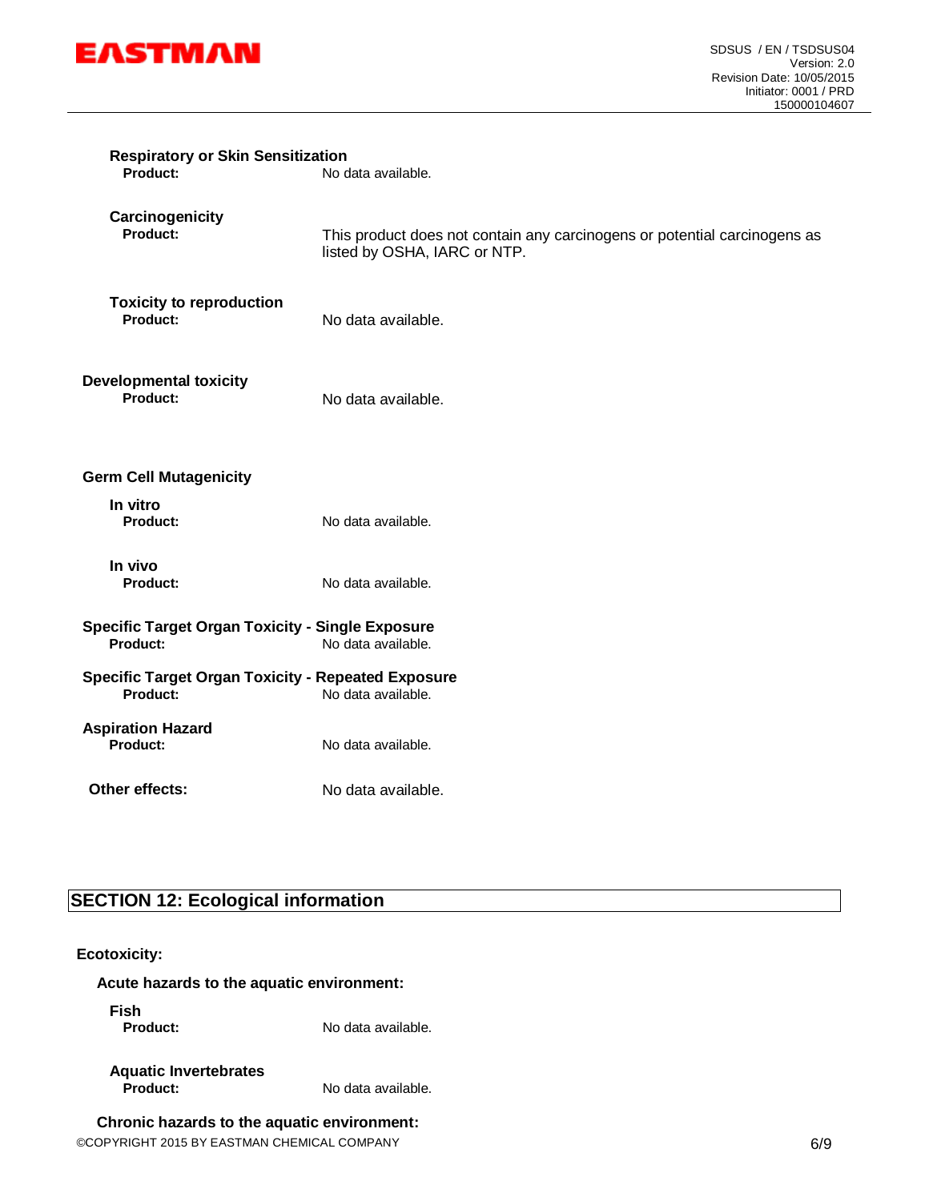**Respiratory or Skin Sensitization**

**Product:** No data available.

**Carcinogenicity**

**Product:** This product does not contain any carcinogens or potential carcinogens as listed by OSHA, IARC or NTP.

**Toxicity to reproduction**

**Product:** No data available.

**Developmental toxicity**

**Product:** No data available.

**Germ Cell Mutagenicity**

**In vitro**

**Product:** No data available.

**In vivo**

**Product:** No data available.

**Specific Target Organ Toxicity - Single Exposure**

**Product:** No data available.

**Specific Target Organ Toxicity - Repeated Exposure**

**Product:** No data available.

**Aspiration Hazard**

**Product:** No data available.

**Other effects:** No data available.

## SECTION 12: Ecological information

**Ecotoxicity:**

**Acute hazards to the aquatic environment:**

**Fish**

**Product:** No data available.

**Aquatic Invertebrates**

**Product:** No data available.

**Chronic hazards to the aquatic environment:**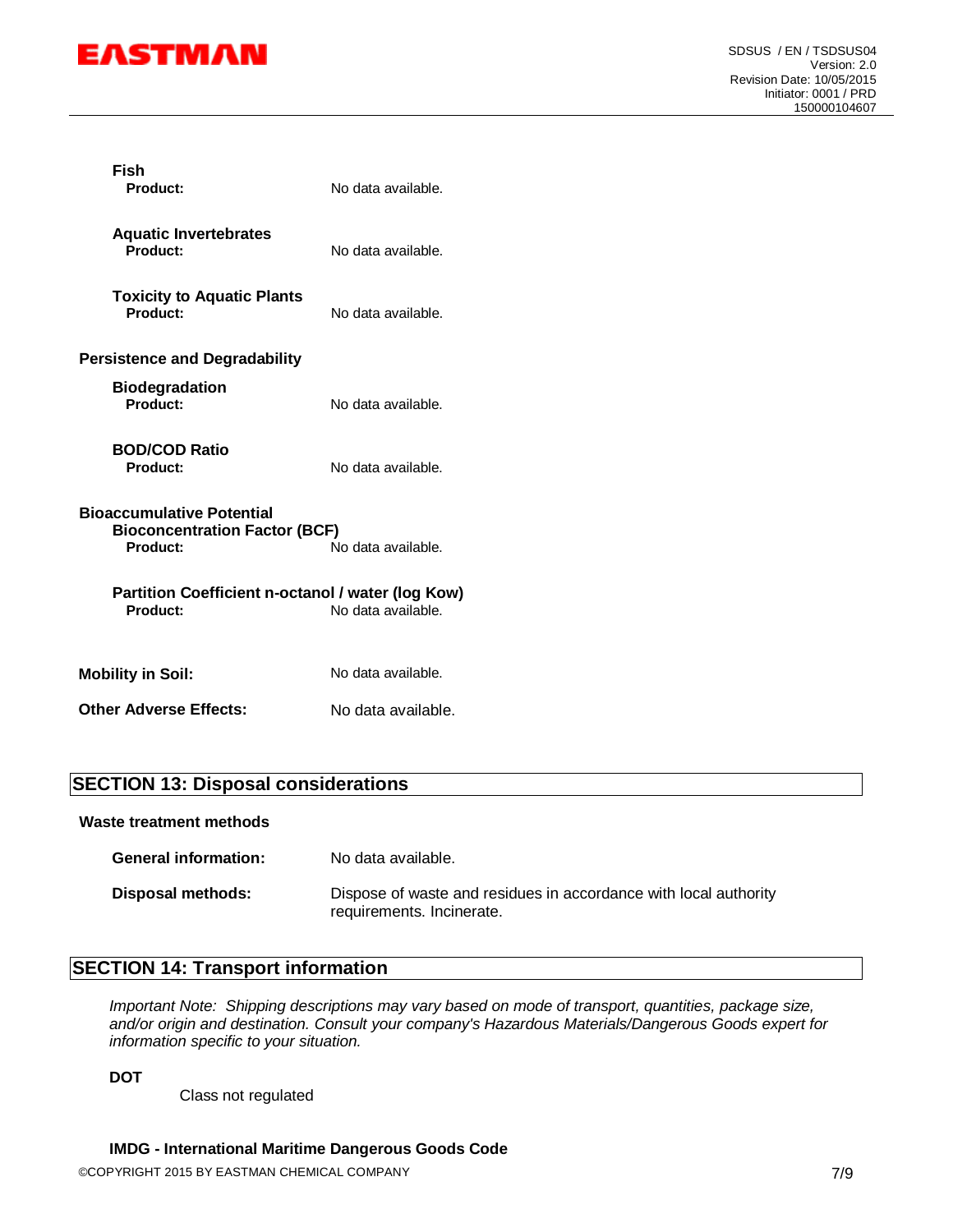**Fish**

**Product:** No data available.

**Aquatic Invertebrates**

**Product:** No data available.

**Toxicity to Aquatic Plants**

**Product:** No data available.

### Persistence and Degradability

**Biodegradation**

**Product:** No data available.

**BOD/COD Ratio**

**Product:** No data available.

### Bioaccumulative Potential

**Bioconcentration Factor (BCF)**

**Product:** No data available.

**Partition Coefficient n-octanol / water (log Kow)**

**Product:** No data available.

**Mobility in Soil:** No data available.

**Other Adverse Effects:** No data available.

## SECTION 13: Disposal considerations

### Waste treatment methods

**General information:** No data available.

**Disposal methods:** Dispose of waste and residues in accordance with local authority requirements. Incinerate.

## SECTION 14: Transport information

*Important Note: Shipping descriptions may vary based on mode of transport, quantities, package size, and/or origin and destination. Consult your company's Hazardous Materials/Dangerous Goods expert for information specific to your situation.*

**DOT**

Class not regulated

**IMDG - International Maritime Dangerous Goods Code**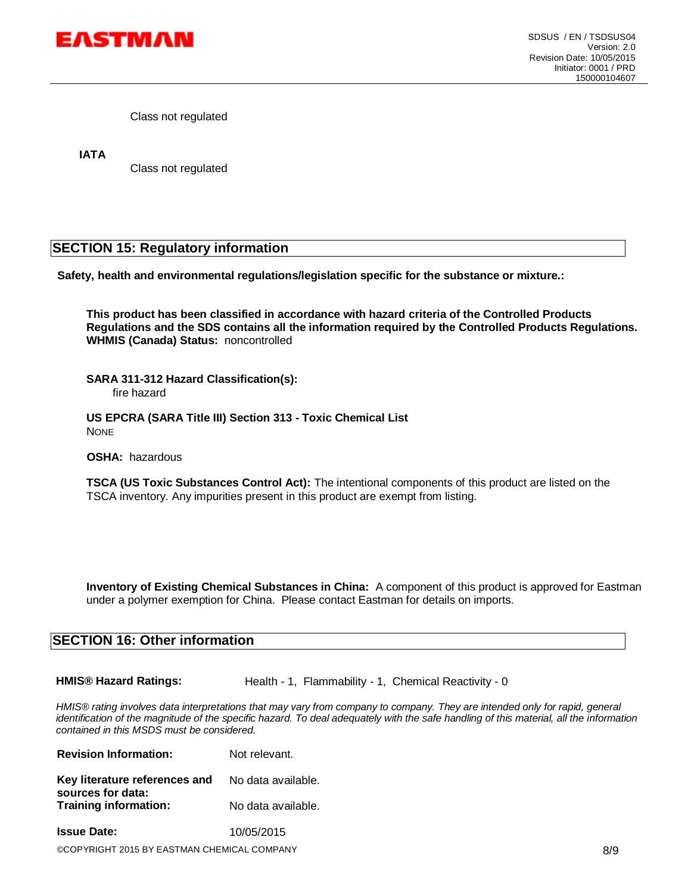Class not regulated

**IATA**

Class not regulated

## SECTION 15: Regulatory information

**Safety, health and environmental regulations/legislation specific for the substance or mixture.:**

**This product has been classified in accordance with hazard criteria of the Controlled Products Regulations and the SDS contains all the information required by the Controlled Products Regulations.**
**WHMIS (Canada) Status:** noncontrolled

**SARA 311-312 Hazard Classification(s):**
fire hazard

**US EPCRA (SARA Title III) Section 313 - Toxic Chemical List**
NONE

**OSHA:** hazardous

**TSCA (US Toxic Substances Control Act):** The intentional components of this product are listed on the TSCA inventory. Any impurities present in this product are exempt from listing.

**Inventory of Existing Chemical Substances in China:** A component of this product is approved for Eastman under a polymer exemption for China. Please contact Eastman for details on imports.

## SECTION 16: Other information

**HMIS® Hazard Ratings:** Health - 1, Flammability - 1, Chemical Reactivity - 0

*HMIS® rating involves data interpretations that may vary from company to company. They are intended only for rapid, general identification of the magnitude of the specific hazard. To deal adequately with the safe handling of this material, all the information contained in this MSDS must be considered.*

**Revision Information:** Not relevant.

**Key literature references and sources for data:** No data available.

**Training information:** No data available.

**Issue Date:** 10/05/2015

©COPYRIGHT 2015 BY EASTMAN CHEMICAL COMPANY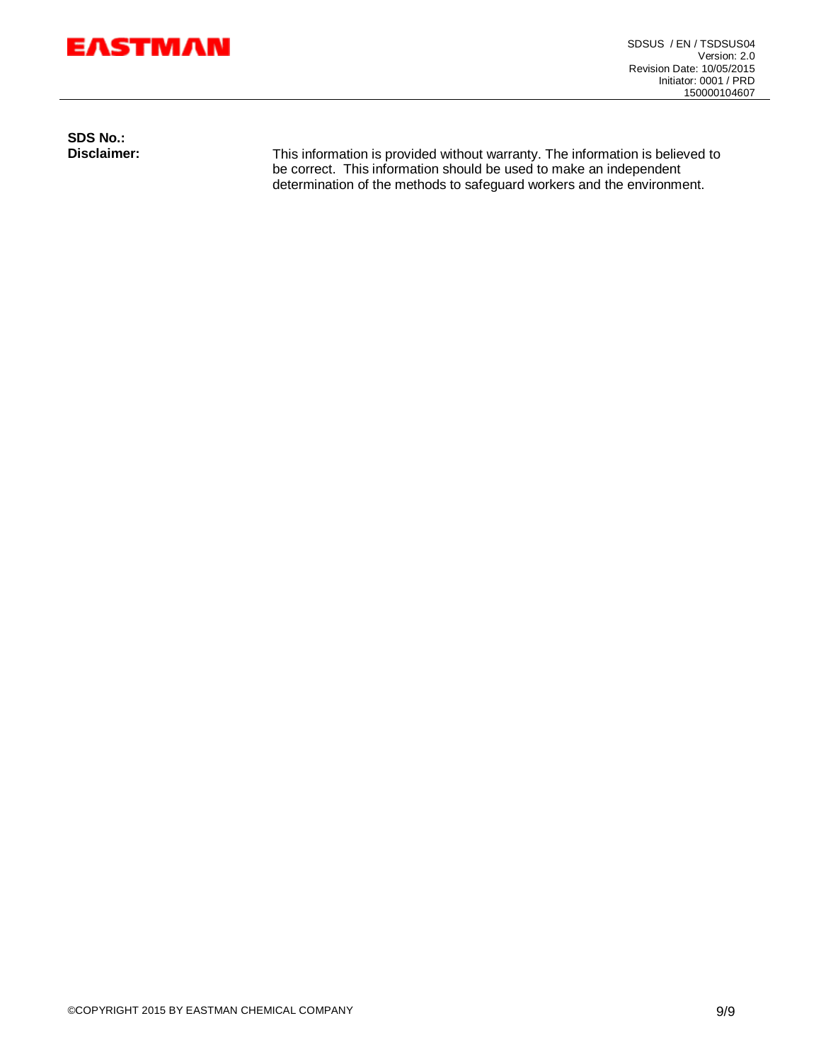**SDS No.:**

**Disclaimer:** This information is provided without warranty. The information is believed to be correct. This information should be used to make an independent determination of the methods to safeguard workers and the environment.